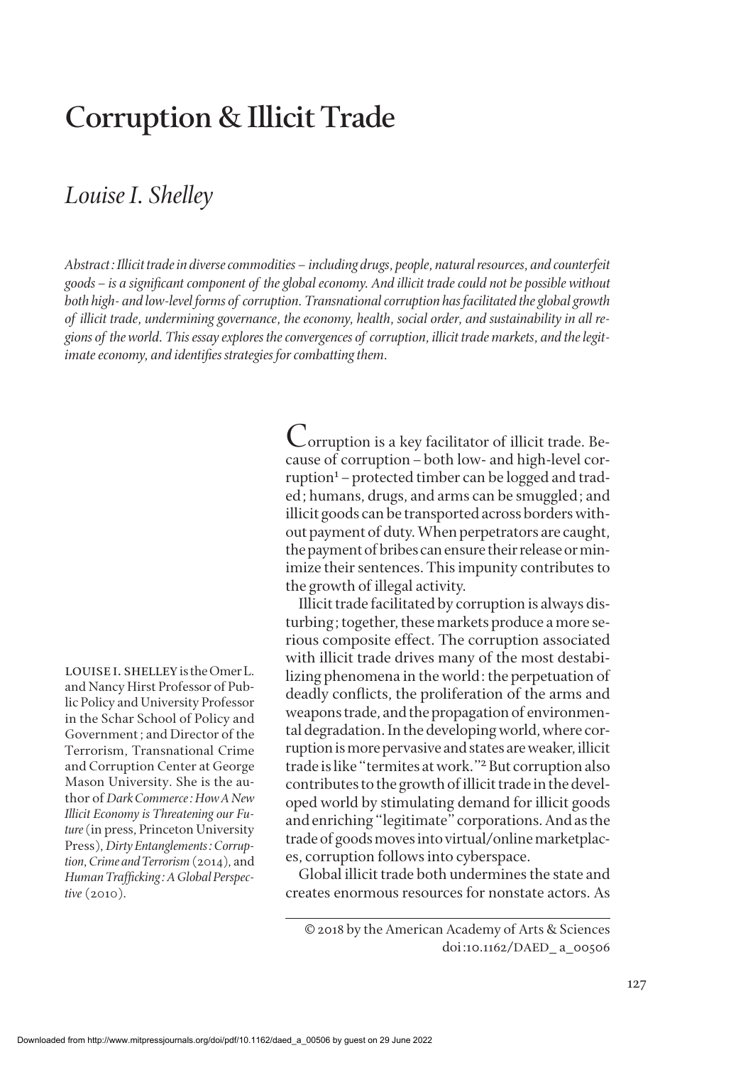# Corruption & Illicit Trade

## *Louise I. Shelley*

*Abstract: Illicit trade in diverse commodities – including drugs, people, natural resources, and counterfeit goods – is a significant component of the global economy. And illicit trade could not be possible without both high- and low-level forms of corruption. Transnational corruption has facilitated the global growth of illicit trade, undermining governance, the economy, health, social order, and sustainability in all regions of the world. This essay explores the convergences of corruption, illicit trade markets, and the legitimate economy, and identifies strategies for combatting them.*

LOUISE I. SHELLEY is the Omer L. and Nancy Hirst Professor of Public Policy and University Professor in the Schar School of Policy and Government; and Director of the Terrorism, Transnational Crime and Corruption Center at George Mason University. She is the author of *Dark Commerce: How A New Illicit Economy is Threatening our Future* (in press, Princeton University Press), *Dirty Entanglements: Corruption, Crime and Terrorism* (2014), and *Human Trafficking: A Global Perspective* (2010).

Corruption is a key facilitator of illicit trade. Because of corruption – both low- and high-level corruption[1] – protected timber can be logged and traded; humans, drugs, and arms can be smuggled; and illicit goods can be transported across borders without payment of duty. When perpetrators are caught, the payment of bribes can ensure their release or minimize their sentences. This impunity contributes to the growth of illegal activity.

Illicit trade facilitated by corruption is always disturbing; together, these markets produce a more serious composite effect. The corruption associated with illicit trade drives many of the most destabilizing phenomena in the world: the perpetuation of deadly conflicts, the proliferation of the arms and weapons trade, and the propagation of environmental degradation. In the developing world, where corruption is more pervasive and states are weaker, illicit trade is like "termites at work."[2] But corruption also contributes to the growth of illicit trade in the developed world by stimulating demand for illicit goods and enriching "legitimate" corporations. And as the trade of goods moves into virtual/online marketplaces, corruption follows into cyberspace.

Global illicit trade both undermines the state and creates enormous resources for nonstate actors. As

© 2018 by the American Academy of Arts & Sciences
doi:10.1162/DAED_a_00506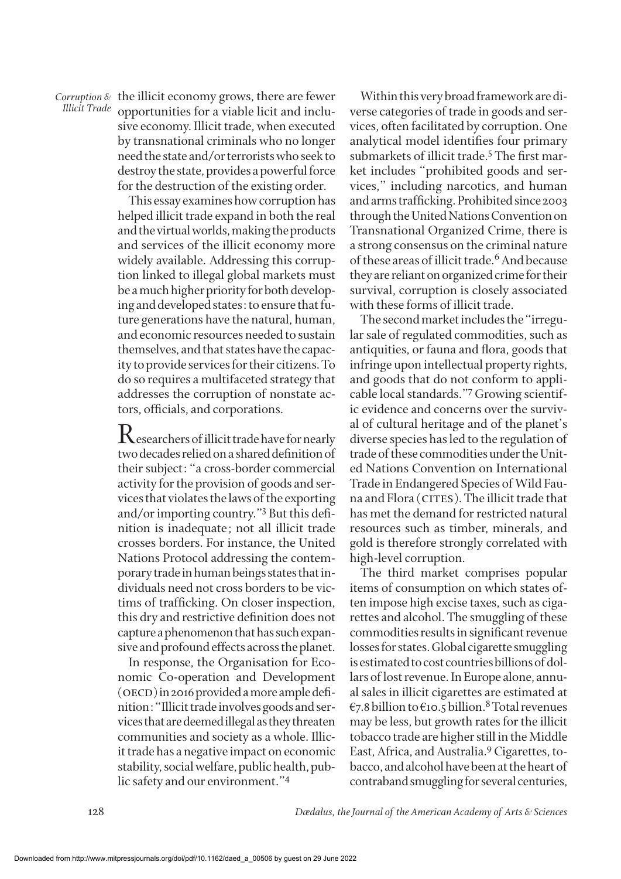the illicit economy grows, there are fewer opportunities for a viable licit and inclusive economy. Illicit trade, when executed by transnational criminals who no longer need the state and/or terrorists who seek to destroy the state, provides a powerful force for the destruction of the existing order.

This essay examines how corruption has helped illicit trade expand in both the real and the virtual worlds, making the products and services of the illicit economy more widely available. Addressing this corruption linked to illegal global markets must be a much higher priority for both developing and developed states: to ensure that future generations have the natural, human, and economic resources needed to sustain themselves, and that states have the capacity to provide services for their citizens. To do so requires a multifaceted strategy that addresses the corruption of nonstate actors, officials, and corporations.

Researchers of illicit trade have for nearly two decades relied on a shared definition of their subject: "a cross-border commercial activity for the provision of goods and services that violates the laws of the exporting and/or importing country."[3] But this definition is inadequate; not all illicit trade crosses borders. For instance, the United Nations Protocol addressing the contemporary trade in human beings states that individuals need not cross borders to be victims of trafficking. On closer inspection, this dry and restrictive definition does not capture a phenomenon that has such expansive and profound effects across the planet.

In response, the Organisation for Economic Co-operation and Development (OECD) in 2016 provided a more ample definition: "Illicit trade involves goods and services that are deemed illegal as they threaten communities and society as a whole. Illicit trade has a negative impact on economic stability, social welfare, public health, public safety and our environment."[4]

Within this very broad framework are diverse categories of trade in goods and services, often facilitated by corruption. One analytical model identifies four primary submarkets of illicit trade.[5] The first market includes "prohibited goods and services," including narcotics, and human and arms trafficking. Prohibited since 2003 through the United Nations Convention on Transnational Organized Crime, there is a strong consensus on the criminal nature of these areas of illicit trade.[6] And because they are reliant on organized crime for their survival, corruption is closely associated with these forms of illicit trade.

The second market includes the "irregular sale of regulated commodities, such as antiquities, or fauna and flora, goods that infringe upon intellectual property rights, and goods that do not conform to applicable local standards."[7] Growing scientific evidence and concerns over the survival of cultural heritage and of the planet's diverse species has led to the regulation of trade of these commodities under the United Nations Convention on International Trade in Endangered Species of Wild Fauna and Flora (CITES). The illicit trade that has met the demand for restricted natural resources such as timber, minerals, and gold is therefore strongly correlated with high-level corruption.

The third market comprises popular items of consumption on which states often impose high excise taxes, such as cigarettes and alcohol. The smuggling of these commodities results in significant revenue losses for states. Global cigarette smuggling is estimated to cost countries billions of dollars of lost revenue. In Europe alone, annual sales in illicit cigarettes are estimated at €7.8 billion to €10.5 billion.[8] Total revenues may be less, but growth rates for the illicit tobacco trade are higher still in the Middle East, Africa, and Australia.[9] Cigarettes, tobacco, and alcohol have been at the heart of contraband smuggling for several centuries,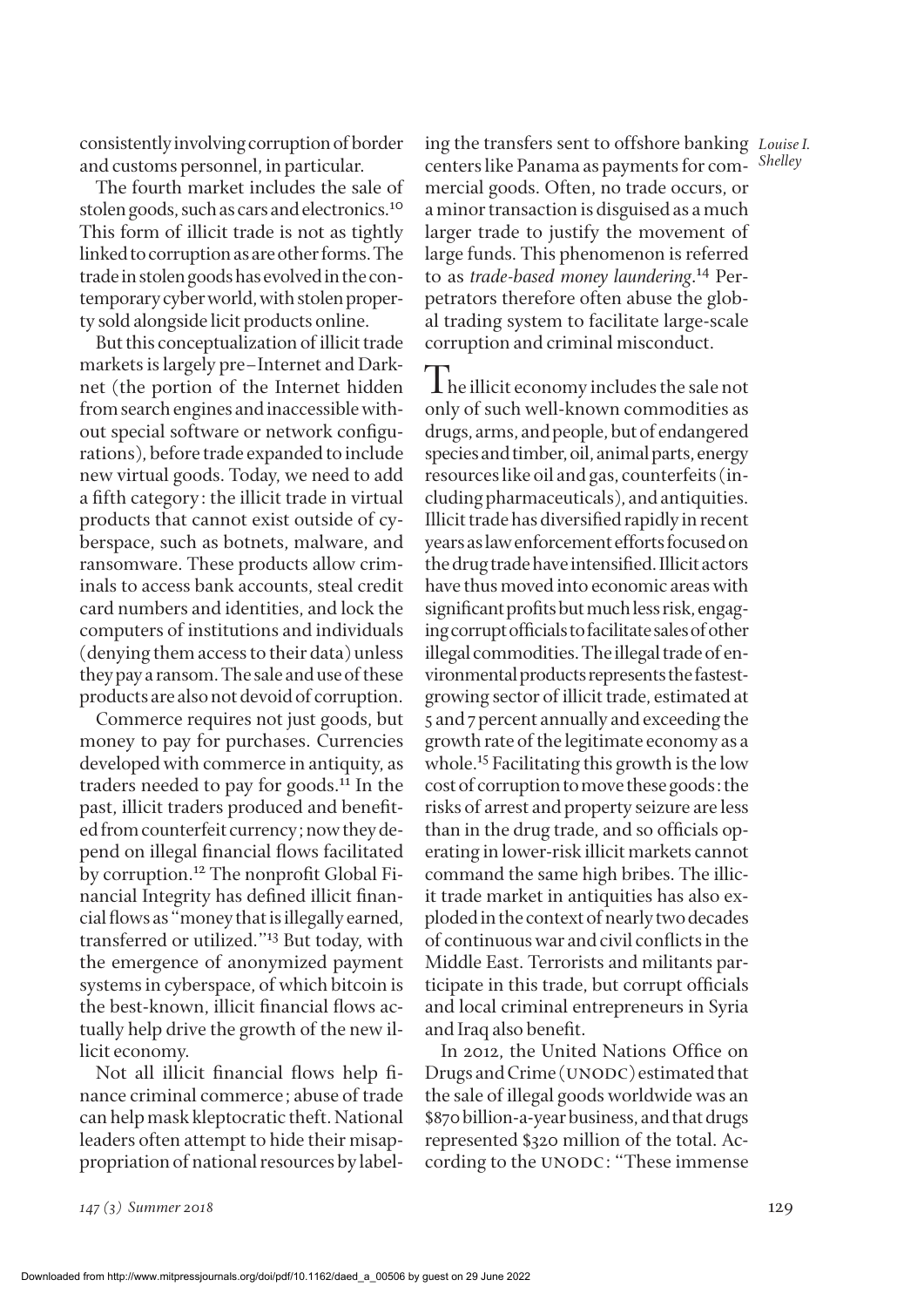consistently involving corruption of border and customs personnel, in particular.

The fourth market includes the sale of stolen goods, such as cars and electronics.[10] This form of illicit trade is not as tightly linked to corruption as are other forms. The trade in stolen goods has evolved in the contemporary cyber world, with stolen property sold alongside licit products online.

But this conceptualization of illicit trade markets is largely pre–Internet and Darknet (the portion of the Internet hidden from search engines and inaccessible without special software or network configurations), before trade expanded to include new virtual goods. Today, we need to add a fifth category: the illicit trade in virtual products that cannot exist outside of cyberspace, such as botnets, malware, and ransomware. These products allow criminals to access bank accounts, steal credit card numbers and identities, and lock the computers of institutions and individuals (denying them access to their data) unless they pay a ransom. The sale and use of these products are also not devoid of corruption.

Commerce requires not just goods, but money to pay for purchases. Currencies developed with commerce in antiquity, as traders needed to pay for goods.[11] In the past, illicit traders produced and benefited from counterfeit currency; now they depend on illegal financial flows facilitated by corruption.[12] The nonprofit Global Financial Integrity has defined illicit financial flows as "money that is illegally earned, transferred or utilized."[13] But today, with the emergence of anonymized payment systems in cyberspace, of which bitcoin is the best-known, illicit financial flows actually help drive the growth of the new illicit economy.

Not all illicit financial flows help finance criminal commerce; abuse of trade can help mask kleptocratic theft. National leaders often attempt to hide their misappropriation of national resources by labeling the transfers sent to offshore banking centers like Panama as payments for commercial goods. Often, no trade occurs, or a minor transaction is disguised as a much larger trade to justify the movement of large funds. This phenomenon is referred to as *trade-based money laundering*.[14] Perpetrators therefore often abuse the global trading system to facilitate large-scale corruption and criminal misconduct.

The illicit economy includes the sale not only of such well-known commodities as drugs, arms, and people, but of endangered species and timber, oil, animal parts, energy resources like oil and gas, counterfeits (including pharmaceuticals), and antiquities. Illicit trade has diversified rapidly in recent years as law enforcement efforts focused on the drug trade have intensified. Illicit actors have thus moved into economic areas with significant profits but much less risk, engaging corrupt officials to facilitate sales of other illegal commodities. The illegal trade of environmental products represents the fastest-growing sector of illicit trade, estimated at 5 and 7 percent annually and exceeding the growth rate of the legitimate economy as a whole.[15] Facilitating this growth is the low cost of corruption to move these goods: the risks of arrest and property seizure are less than in the drug trade, and so officials operating in lower-risk illicit markets cannot command the same high bribes. The illicit trade market in antiquities has also exploded in the context of nearly two decades of continuous war and civil conflicts in the Middle East. Terrorists and militants participate in this trade, but corrupt officials and local criminal entrepreneurs in Syria and Iraq also benefit.

In 2012, the United Nations Office on Drugs and Crime (UNODC) estimated that the sale of illegal goods worldwide was an $870 billion-a-year business, and that drugs represented $320 million of the total. According to the UNODC: "These immense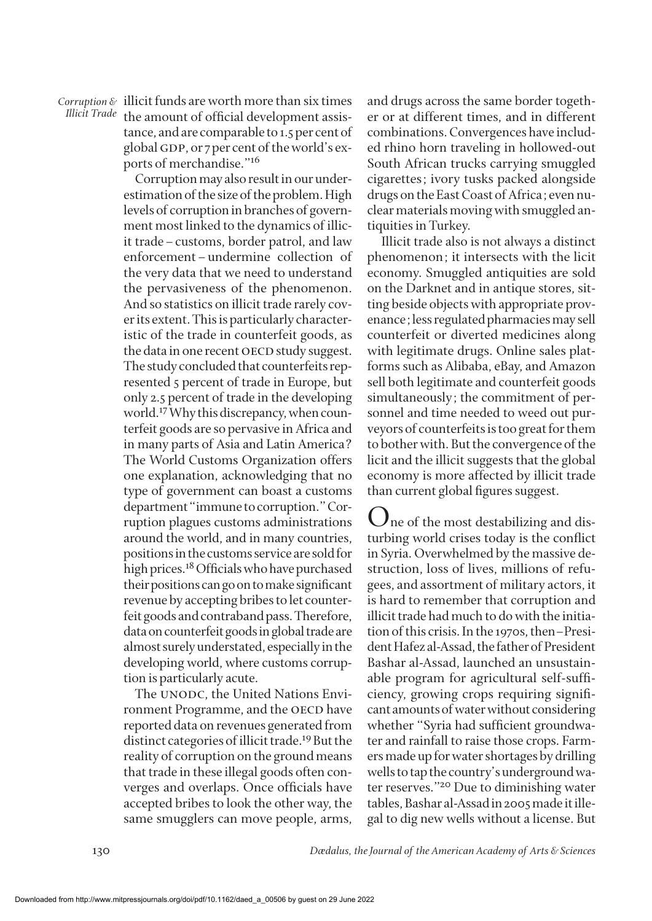illicit funds are worth more than six times the amount of official development assistance, and are comparable to 1.5 per cent of global GDP, or 7 per cent of the world's exports of merchandise."[16]

Corruption may also result in our underestimation of the size of the problem. High levels of corruption in branches of government most linked to the dynamics of illicit trade – customs, border patrol, and law enforcement – undermine collection of the very data that we need to understand the pervasiveness of the phenomenon. And so statistics on illicit trade rarely cover its extent. This is particularly characteristic of the trade in counterfeit goods, as the data in one recent OECD study suggest. The study concluded that counterfeits represented 5 percent of trade in Europe, but only 2.5 percent of trade in the developing world.[17] Why this discrepancy, when counterfeit goods are so pervasive in Africa and in many parts of Asia and Latin America? The World Customs Organization offers one explanation, acknowledging that no type of government can boast a customs department "immune to corruption." Corruption plagues customs administrations around the world, and in many countries, positions in the customs service are sold for high prices.[18] Officials who have purchased their positions can go on to make significant revenue by accepting bribes to let counterfeit goods and contraband pass. Therefore, data on counterfeit goods in global trade are almost surely understated, especially in the developing world, where customs corruption is particularly acute.

The UNODC, the United Nations Environment Programme, and the OECD have reported data on revenues generated from distinct categories of illicit trade.[19] But the reality of corruption on the ground means that trade in these illegal goods often converges and overlaps. Once officials have accepted bribes to look the other way, the same smugglers can move people, arms, and drugs across the same border together or at different times, and in different combinations. Convergences have included rhino horn traveling in hollowed-out South African trucks carrying smuggled cigarettes; ivory tusks packed alongside drugs on the East Coast of Africa; even nuclear materials moving with smuggled antiquities in Turkey.

Illicit trade also is not always a distinct phenomenon; it intersects with the licit economy. Smuggled antiquities are sold on the Darknet and in antique stores, sitting beside objects with appropriate provenance; less regulated pharmacies may sell counterfeit or diverted medicines along with legitimate drugs. Online sales platforms such as Alibaba, eBay, and Amazon sell both legitimate and counterfeit goods simultaneously; the commitment of personnel and time needed to weed out purveyors of counterfeits is too great for them to bother with. But the convergence of the licit and the illicit suggests that the global economy is more affected by illicit trade than current global figures suggest.

One of the most destabilizing and disturbing world crises today is the conflict in Syria. Overwhelmed by the massive destruction, loss of lives, millions of refugees, and assortment of military actors, it is hard to remember that corruption and illicit trade had much to do with the initiation of this crisis. In the 1970s, then–President Hafez al-Assad, the father of President Bashar al-Assad, launched an unsustainable program for agricultural self-sufficiency, growing crops requiring significant amounts of water without considering whether "Syria had sufficient groundwater and rainfall to raise those crops. Farmers made up for water shortages by drilling wells to tap the country's underground water reserves."[20] Due to diminishing water tables, Bashar al-Assad in 2005 made it illegal to dig new wells without a license. But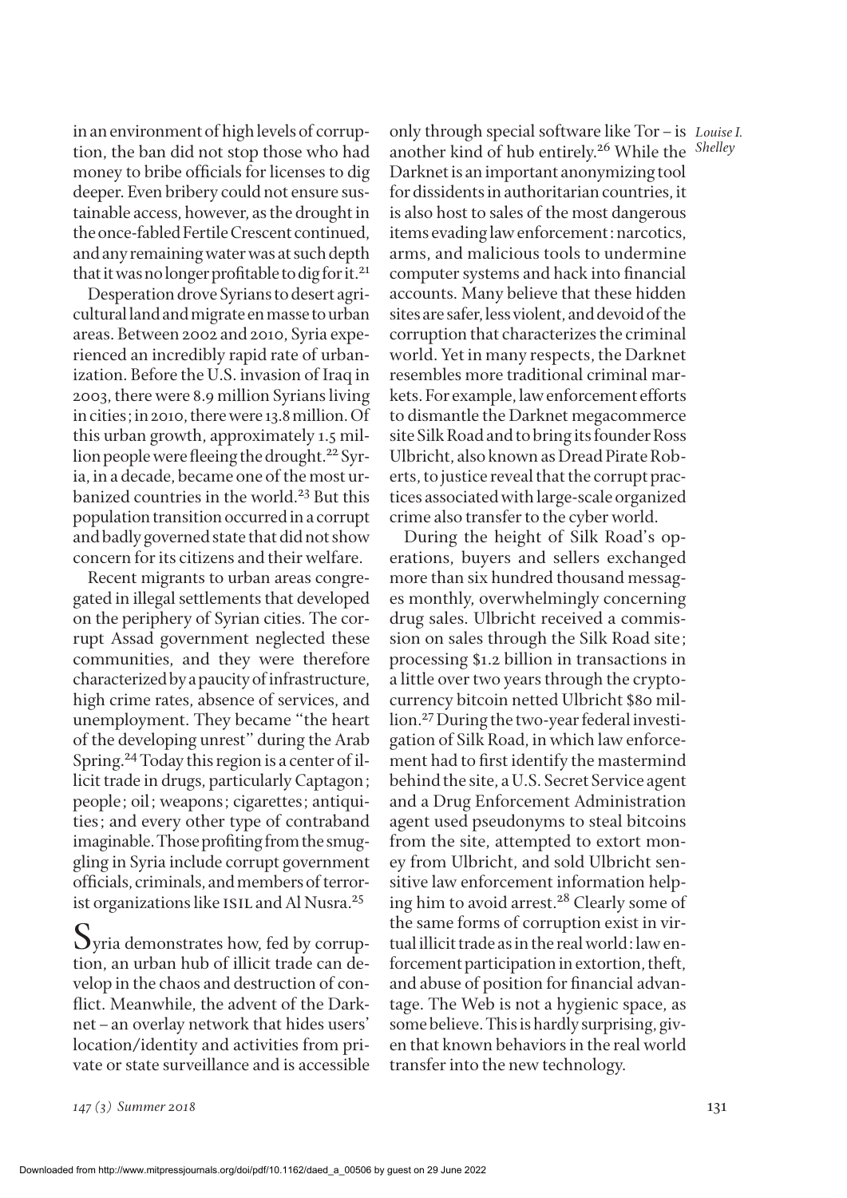in an environment of high levels of corruption, the ban did not stop those who had money to bribe officials for licenses to dig deeper. Even bribery could not ensure sustainable access, however, as the drought in the once-fabled Fertile Crescent continued, and any remaining water was at such depth that it was no longer profitable to dig for it.[21]

Desperation drove Syrians to desert agricultural land and migrate en masse to urban areas. Between 2002 and 2010, Syria experienced an incredibly rapid rate of urbanization. Before the U.S. invasion of Iraq in 2003, there were 8.9 million Syrians living in cities; in 2010, there were 13.8 million. Of this urban growth, approximately 1.5 million people were fleeing the drought.[22] Syria, in a decade, became one of the most urbanized countries in the world.[23] But this population transition occurred in a corrupt and badly governed state that did not show concern for its citizens and their welfare.

Recent migrants to urban areas congregated in illegal settlements that developed on the periphery of Syrian cities. The corrupt Assad government neglected these communities, and they were therefore characterized by a paucity of infrastructure, high crime rates, absence of services, and unemployment. They became "the heart of the developing unrest" during the Arab Spring.[24] Today this region is a center of illicit trade in drugs, particularly Captagon; people; oil; weapons; cigarettes; antiquities; and every other type of contraband imaginable. Those profiting from the smuggling in Syria include corrupt government officials, criminals, and members of terrorist organizations like ISIL and Al Nusra.[25]

Syria demonstrates how, fed by corruption, an urban hub of illicit trade can develop in the chaos and destruction of conflict. Meanwhile, the advent of the Darknet – an overlay network that hides users' location/identity and activities from private or state surveillance and is accessible only through special software like Tor – is another kind of hub entirely.[26] While the Darknet is an important anonymizing tool for dissidents in authoritarian countries, it is also host to sales of the most dangerous items evading law enforcement: narcotics, arms, and malicious tools to undermine computer systems and hack into financial accounts. Many believe that these hidden sites are safer, less violent, and devoid of the corruption that characterizes the criminal world. Yet in many respects, the Darknet resembles more traditional criminal markets. For example, law enforcement efforts to dismantle the Darknet megacommerce site Silk Road and to bring its founder Ross Ulbricht, also known as Dread Pirate Roberts, to justice reveal that the corrupt practices associated with large-scale organized crime also transfer to the cyber world.

During the height of Silk Road's operations, buyers and sellers exchanged more than six hundred thousand messages monthly, overwhelmingly concerning drug sales. Ulbricht received a commission on sales through the Silk Road site; processing $1.2 billion in transactions in a little over two years through the cryptocurrency bitcoin netted Ulbricht $80 million.[27] During the two-year federal investigation of Silk Road, in which law enforcement had to first identify the mastermind behind the site, a U.S. Secret Service agent and a Drug Enforcement Administration agent used pseudonyms to steal bitcoins from the site, attempted to extort money from Ulbricht, and sold Ulbricht sensitive law enforcement information helping him to avoid arrest.[28] Clearly some of the same forms of corruption exist in virtual illicit trade as in the real world: law enforcement participation in extortion, theft, and abuse of position for financial advantage. The Web is not a hygienic space, as some believe. This is hardly surprising, given that known behaviors in the real world transfer into the new technology.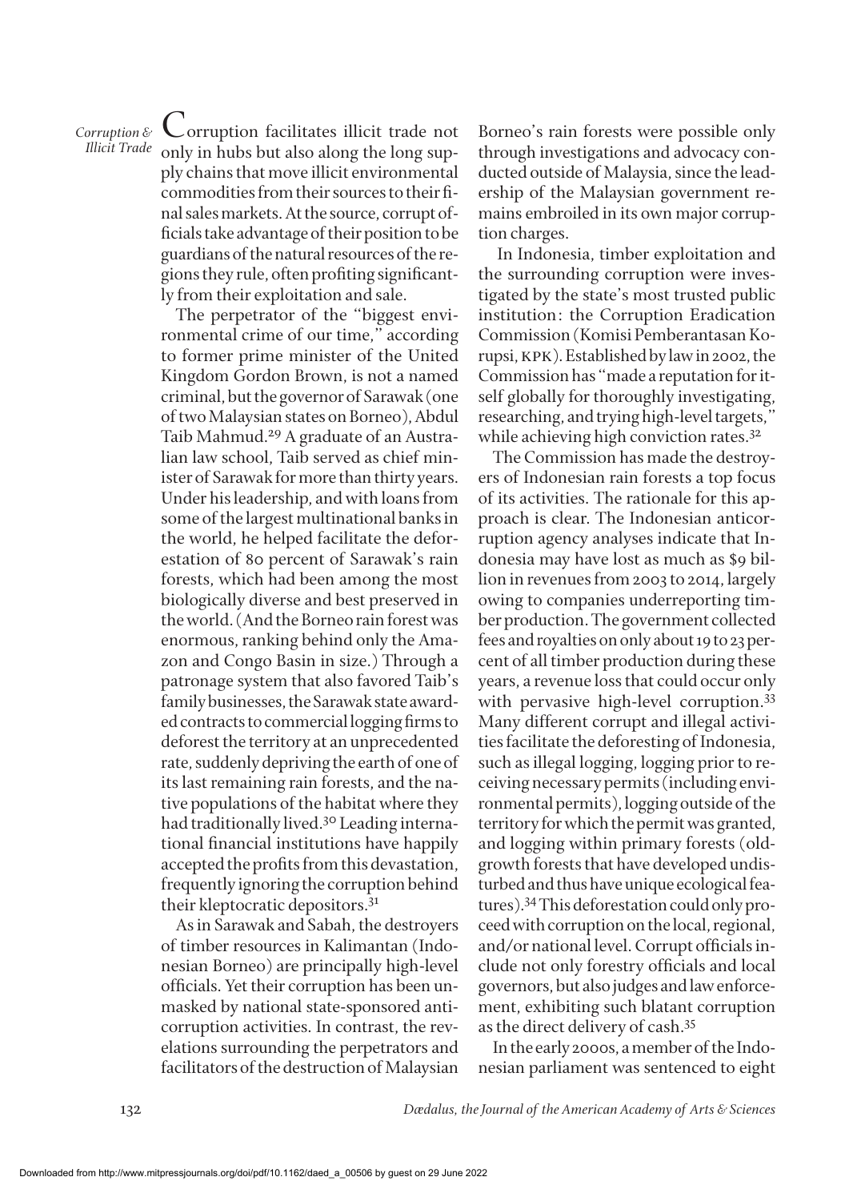Corruption facilitates illicit trade not only in hubs but also along the long supply chains that move illicit environmental commodities from their sources to their final sales markets. At the source, corrupt officials take advantage of their position to be guardians of the natural resources of the regions they rule, often profiting significantly from their exploitation and sale.

The perpetrator of the "biggest environmental crime of our time," according to former prime minister of the United Kingdom Gordon Brown, is not a named criminal, but the governor of Sarawak (one of two Malaysian states on Borneo), Abdul Taib Mahmud.[29] A graduate of an Australian law school, Taib served as chief minister of Sarawak for more than thirty years. Under his leadership, and with loans from some of the largest multinational banks in the world, he helped facilitate the deforestation of 80 percent of Sarawak's rain forests, which had been among the most biologically diverse and best preserved in the world. (And the Borneo rain forest was enormous, ranking behind only the Amazon and Congo Basin in size.) Through a patronage system that also favored Taib's family businesses, the Sarawak state awarded contracts to commercial logging firms to deforest the territory at an unprecedented rate, suddenly depriving the earth of one of its last remaining rain forests, and the native populations of the habitat where they had traditionally lived.[30] Leading international financial institutions have happily accepted the profits from this devastation, frequently ignoring the corruption behind their kleptocratic depositors.[31]

As in Sarawak and Sabah, the destroyers of timber resources in Kalimantan (Indonesian Borneo) are principally high-level officials. Yet their corruption has been unmasked by national state-sponsored anticorruption activities. In contrast, the revelations surrounding the perpetrators and facilitators of the destruction of Malaysian Borneo's rain forests were possible only through investigations and advocacy conducted outside of Malaysia, since the leadership of the Malaysian government remains embroiled in its own major corruption charges.

In Indonesia, timber exploitation and the surrounding corruption were investigated by the state's most trusted public institution: the Corruption Eradication Commission (Komisi Pemberantasan Korupsi, KPK). Established by law in 2002, the Commission has "made a reputation for itself globally for thoroughly investigating, researching, and trying high-level targets," while achieving high conviction rates.[32]

The Commission has made the destroyers of Indonesian rain forests a top focus of its activities. The rationale for this approach is clear. The Indonesian anticorruption agency analyses indicate that Indonesia may have lost as much as $9 billion in revenues from 2003 to 2014, largely owing to companies underreporting timber production. The government collected fees and royalties on only about 19 to 23 percent of all timber production during these years, a revenue loss that could occur only with pervasive high-level corruption.[33] Many different corrupt and illegal activities facilitate the deforesting of Indonesia, such as illegal logging, logging prior to receiving necessary permits (including environmental permits), logging outside of the territory for which the permit was granted, and logging within primary forests (old-growth forests that have developed undisturbed and thus have unique ecological features).[34] This deforestation could only proceed with corruption on the local, regional, and/or national level. Corrupt officials include not only forestry officials and local governors, but also judges and law enforcement, exhibiting such blatant corruption as the direct delivery of cash.[35]

In the early 2000s, a member of the Indonesian parliament was sentenced to eight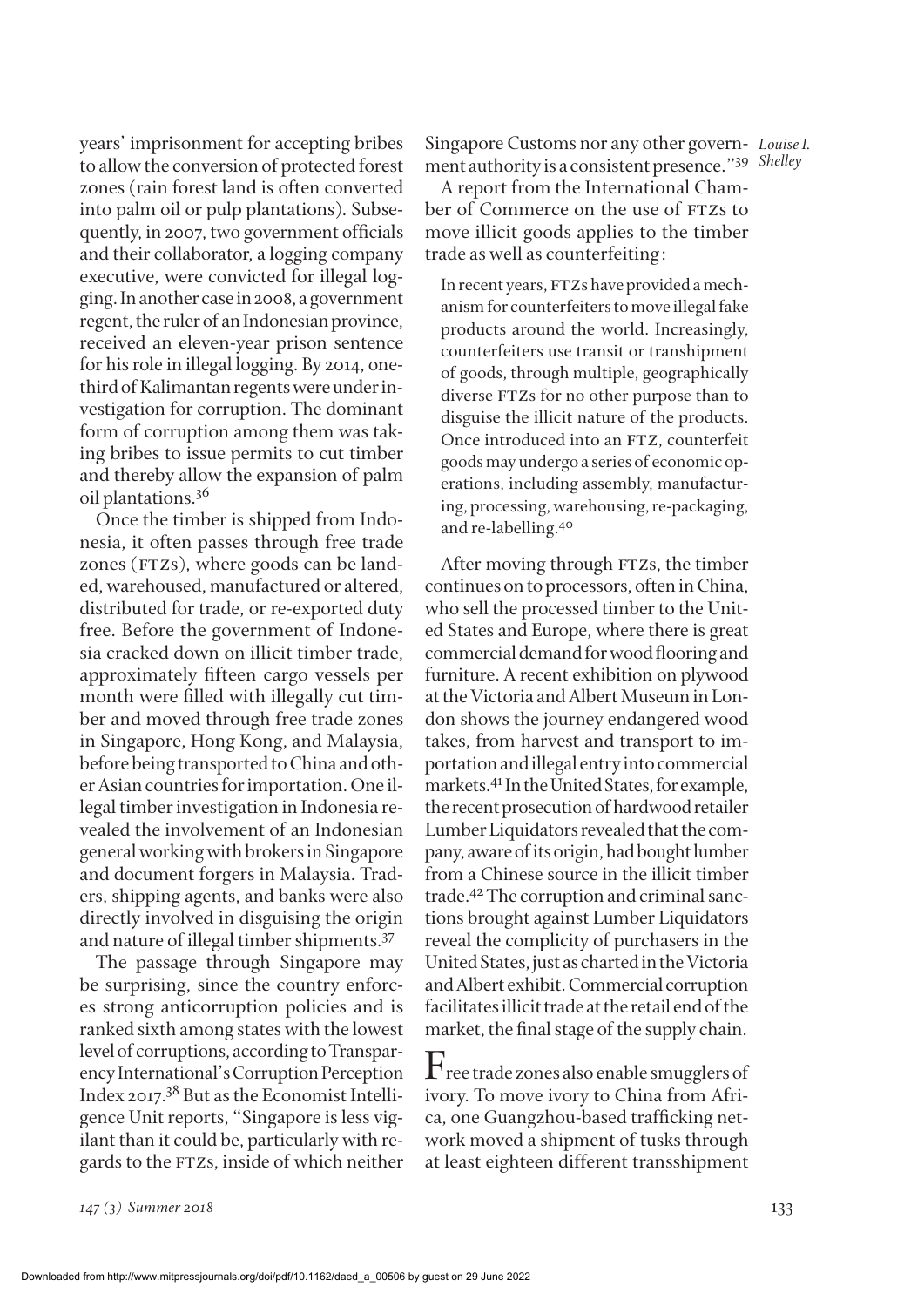years' imprisonment for accepting bribes to allow the conversion of protected forest zones (rain forest land is often converted into palm oil or pulp plantations). Subsequently, in 2007, two government officials and their collaborator, a logging company executive, were convicted for illegal logging. In another case in 2008, a government regent, the ruler of an Indonesian province, received an eleven-year prison sentence for his role in illegal logging. By 2014, one-third of Kalimantan regents were under investigation for corruption. The dominant form of corruption among them was taking bribes to issue permits to cut timber and thereby allow the expansion of palm oil plantations.[36]

Once the timber is shipped from Indonesia, it often passes through free trade zones (FTZs), where goods can be landed, warehoused, manufactured or altered, distributed for trade, or re-exported duty free. Before the government of Indonesia cracked down on illicit timber trade, approximately fifteen cargo vessels per month were filled with illegally cut timber and moved through free trade zones in Singapore, Hong Kong, and Malaysia, before being transported to China and other Asian countries for importation. One illegal timber investigation in Indonesia revealed the involvement of an Indonesian general working with brokers in Singapore and document forgers in Malaysia. Traders, shipping agents, and banks were also directly involved in disguising the origin and nature of illegal timber shipments.[37]

The passage through Singapore may be surprising, since the country enforces strong anticorruption policies and is ranked sixth among states with the lowest level of corruptions, according to Transparency International's Corruption Perception Index 2017.[38] But as the Economist Intelligence Unit reports, "Singapore is less vigilant than it could be, particularly with regards to the FTZs, inside of which neither Singapore Customs nor any other government authority is a consistent presence."[39]

A report from the International Chamber of Commerce on the use of FTZs to move illicit goods applies to the timber trade as well as counterfeiting:

> In recent years, FTZs have provided a mechanism for counterfeiters to move illegal fake products around the world. Increasingly, counterfeiters use transit or transhipment of goods, through multiple, geographically diverse FTZs for no other purpose than to disguise the illicit nature of the products. Once introduced into an FTZ, counterfeit goods may undergo a series of economic operations, including assembly, manufacturing, processing, warehousing, re-packaging, and re-labelling.[40]

After moving through FTZs, the timber continues on to processors, often in China, who sell the processed timber to the United States and Europe, where there is great commercial demand for wood flooring and furniture. A recent exhibition on plywood at the Victoria and Albert Museum in London shows the journey endangered wood takes, from harvest and transport to importation and illegal entry into commercial markets.[41] In the United States, for example, the recent prosecution of hardwood retailer Lumber Liquidators revealed that the company, aware of its origin, had bought lumber from a Chinese source in the illicit timber trade.[42] The corruption and criminal sanctions brought against Lumber Liquidators reveal the complicity of purchasers in the United States, just as charted in the Victoria and Albert exhibit. Commercial corruption facilitates illicit trade at the retail end of the market, the final stage of the supply chain.

Free trade zones also enable smugglers of ivory. To move ivory to China from Africa, one Guangzhou-based trafficking network moved a shipment of tusks through at least eighteen different transshipment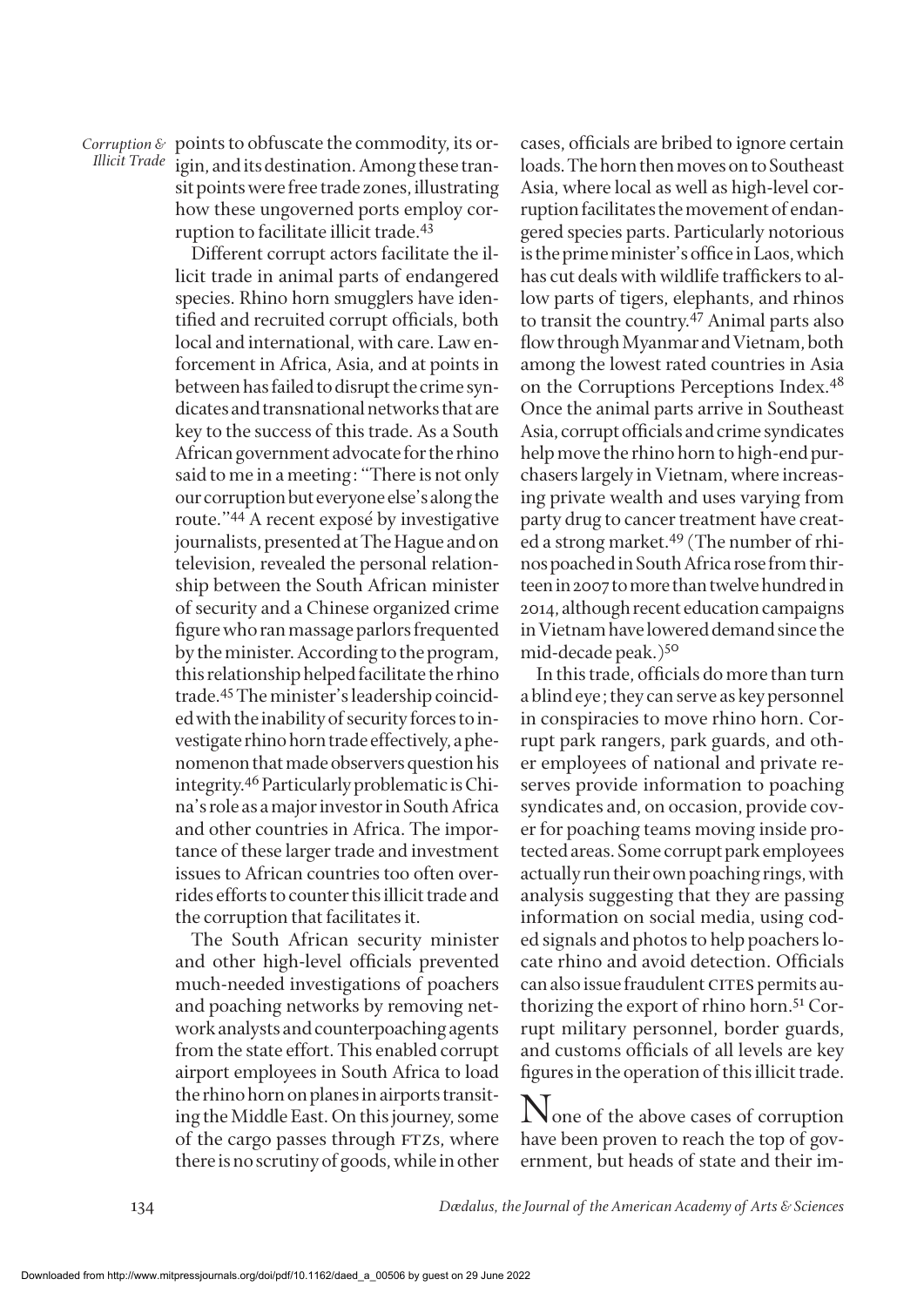points to obfuscate the commodity, its origin, and its destination. Among these transit points were free trade zones, illustrating how these ungoverned ports employ corruption to facilitate illicit trade.[43]

Different corrupt actors facilitate the illicit trade in animal parts of endangered species. Rhino horn smugglers have identified and recruited corrupt officials, both local and international, with care. Law enforcement in Africa, Asia, and at points in between has failed to disrupt the crime syndicates and transnational networks that are key to the success of this trade. As a South African government advocate for the rhino said to me in a meeting: "There is not only our corruption but everyone else's along the route."[44] A recent exposé by investigative journalists, presented at The Hague and on television, revealed the personal relationship between the South African minister of security and a Chinese organized crime figure who ran massage parlors frequented by the minister. According to the program, this relationship helped facilitate the rhino trade.[45] The minister's leadership coincided with the inability of security forces to investigate rhino horn trade effectively, a phenomenon that made observers question his integrity.[46] Particularly problematic is China's role as a major investor in South Africa and other countries in Africa. The importance of these larger trade and investment issues to African countries too often overrides efforts to counter this illicit trade and the corruption that facilitates it.

The South African security minister and other high-level officials prevented much-needed investigations of poachers and poaching networks by removing network analysts and counterpoaching agents from the state effort. This enabled corrupt airport employees in South Africa to load the rhino horn on planes in airports transiting the Middle East. On this journey, some of the cargo passes through FTZs, where there is no scrutiny of goods, while in other cases, officials are bribed to ignore certain loads. The horn then moves on to Southeast Asia, where local as well as high-level corruption facilitates the movement of endangered species parts. Particularly notorious is the prime minister's office in Laos, which has cut deals with wildlife traffickers to allow parts of tigers, elephants, and rhinos to transit the country.[47] Animal parts also flow through Myanmar and Vietnam, both among the lowest rated countries in Asia on the Corruptions Perceptions Index.[48] Once the animal parts arrive in Southeast Asia, corrupt officials and crime syndicates help move the rhino horn to high-end purchasers largely in Vietnam, where increasing private wealth and uses varying from party drug to cancer treatment have created a strong market.[49] (The number of rhinos poached in South Africa rose from thirteen in 2007 to more than twelve hundred in 2014, although recent education campaigns in Vietnam have lowered demand since the mid-decade peak.)[50]

In this trade, officials do more than turn a blind eye; they can serve as key personnel in conspiracies to move rhino horn. Corrupt park rangers, park guards, and other employees of national and private reserves provide information to poaching syndicates and, on occasion, provide cover for poaching teams moving inside protected areas. Some corrupt park employees actually run their own poaching rings, with analysis suggesting that they are passing information on social media, using coded signals and photos to help poachers locate rhino and avoid detection. Officials can also issue fraudulent CITES permits authorizing the export of rhino horn.[51] Corrupt military personnel, border guards, and customs officials of all levels are key figures in the operation of this illicit trade.

None of the above cases of corruption have been proven to reach the top of government, but heads of state and their im-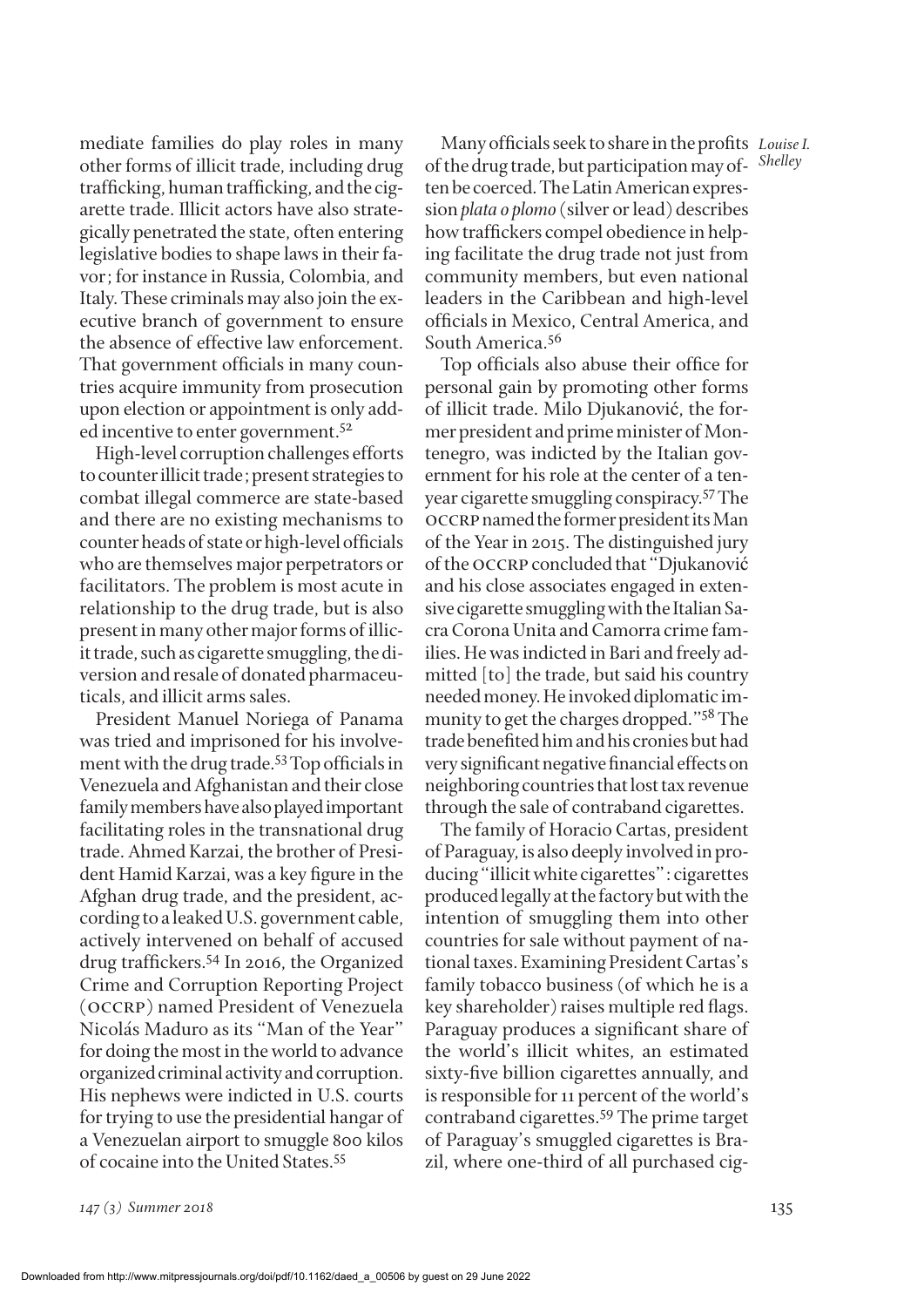mediate families do play roles in many other forms of illicit trade, including drug trafficking, human trafficking, and the cigarette trade. Illicit actors have also strategically penetrated the state, often entering legislative bodies to shape laws in their favor; for instance in Russia, Colombia, and Italy. These criminals may also join the executive branch of government to ensure the absence of effective law enforcement. That government officials in many countries acquire immunity from prosecution upon election or appointment is only added incentive to enter government.[52]

High-level corruption challenges efforts to counter illicit trade; present strategies to combat illegal commerce are state-based and there are no existing mechanisms to counter heads of state or high-level officials who are themselves major perpetrators or facilitators. The problem is most acute in relationship to the drug trade, but is also present in many other major forms of illicit trade, such as cigarette smuggling, the diversion and resale of donated pharmaceuticals, and illicit arms sales.

President Manuel Noriega of Panama was tried and imprisoned for his involvement with the drug trade.[53] Top officials in Venezuela and Afghanistan and their close family members have also played important facilitating roles in the transnational drug trade. Ahmed Karzai, the brother of President Hamid Karzai, was a key figure in the Afghan drug trade, and the president, according to a leaked U.S. government cable, actively intervened on behalf of accused drug traffickers.[54] In 2016, the Organized Crime and Corruption Reporting Project (OCCRP) named President of Venezuela Nicolás Maduro as its "Man of the Year" for doing the most in the world to advance organized criminal activity and corruption. His nephews were indicted in U.S. courts for trying to use the presidential hangar of a Venezuelan airport to smuggle 800 kilos of cocaine into the United States.[55]

Many officials seek to share in the profits of the drug trade, but participation may often be coerced. The Latin American expression *plata o plomo* (silver or lead) describes how traffickers compel obedience in helping facilitate the drug trade not just from community members, but even national leaders in the Caribbean and high-level officials in Mexico, Central America, and South America.[56]

Top officials also abuse their office for personal gain by promoting other forms of illicit trade. Milo Djukanović, the former president and prime minister of Montenegro, was indicted by the Italian government for his role at the center of a ten-year cigarette smuggling conspiracy.[57] The OCCRP named the former president its Man of the Year in 2015. The distinguished jury of the OCCRP concluded that "Djukanović and his close associates engaged in extensive cigarette smuggling with the Italian Sacra Corona Unita and Camorra crime families. He was indicted in Bari and freely admitted [to] the trade, but said his country needed money. He invoked diplomatic immunity to get the charges dropped."[58] The trade benefited him and his cronies but had very significant negative financial effects on neighboring countries that lost tax revenue through the sale of contraband cigarettes.

The family of Horacio Cartas, president of Paraguay, is also deeply involved in producing "illicit white cigarettes": cigarettes produced legally at the factory but with the intention of smuggling them into other countries for sale without payment of national taxes. Examining President Cartas's family tobacco business (of which he is a key shareholder) raises multiple red flags. Paraguay produces a significant share of the world's illicit whites, an estimated sixty-five billion cigarettes annually, and is responsible for 11 percent of the world's contraband cigarettes.[59] The prime target of Paraguay's smuggled cigarettes is Brazil, where one-third of all purchased cig-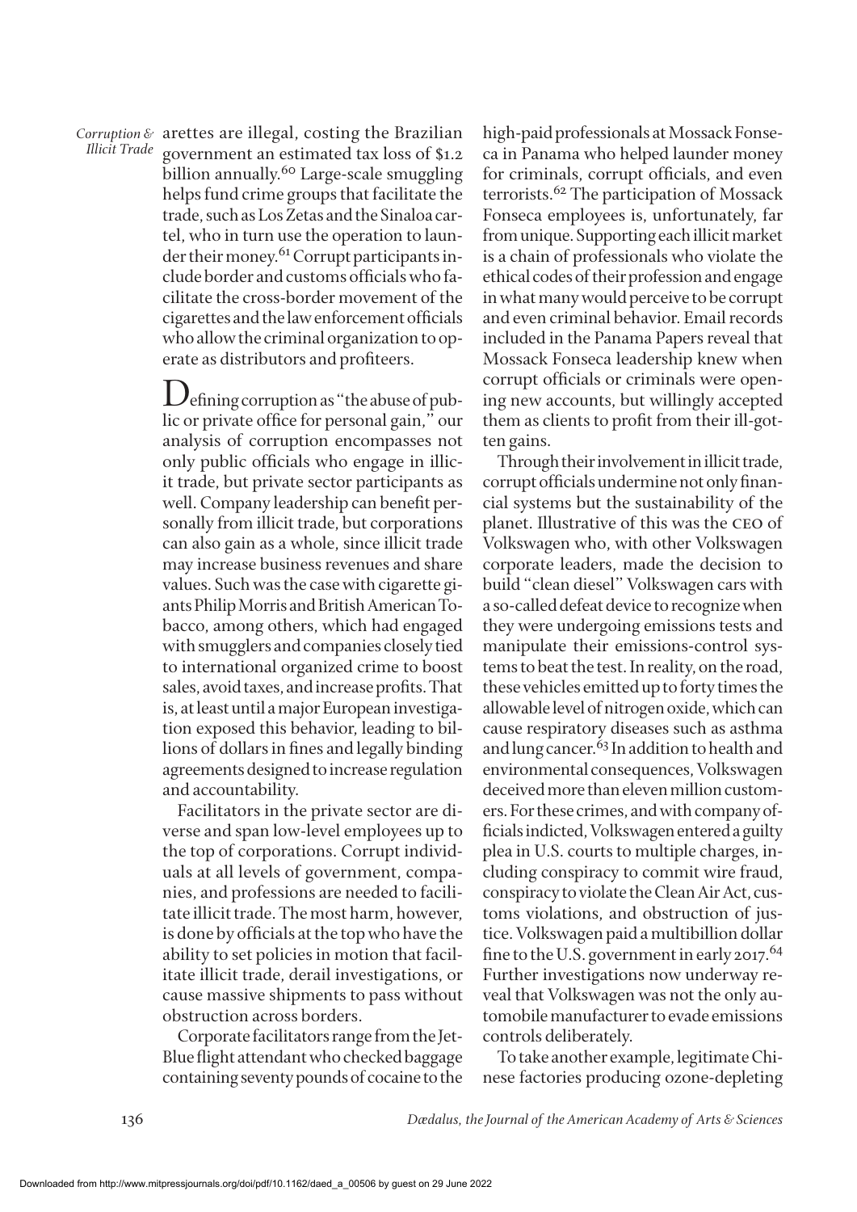arettes are illegal, costing the Brazilian government an estimated tax loss of $1.2 billion annually.[60] Large-scale smuggling helps fund crime groups that facilitate the trade, such as Los Zetas and the Sinaloa cartel, who in turn use the operation to launder their money.[61] Corrupt participants include border and customs officials who facilitate the cross-border movement of the cigarettes and the law enforcement officials who allow the criminal organization to operate as distributors and profiteers.

Defining corruption as "the abuse of public or private office for personal gain," our analysis of corruption encompasses not only public officials who engage in illicit trade, but private sector participants as well. Company leadership can benefit personally from illicit trade, but corporations can also gain as a whole, since illicit trade may increase business revenues and share values. Such was the case with cigarette giants Philip Morris and British American Tobacco, among others, which had engaged with smugglers and companies closely tied to international organized crime to boost sales, avoid taxes, and increase profits. That is, at least until a major European investigation exposed this behavior, leading to billions of dollars in fines and legally binding agreements designed to increase regulation and accountability.

Facilitators in the private sector are diverse and span low-level employees up to the top of corporations. Corrupt individuals at all levels of government, companies, and professions are needed to facilitate illicit trade. The most harm, however, is done by officials at the top who have the ability to set policies in motion that facilitate illicit trade, derail investigations, or cause massive shipments to pass without obstruction across borders.

Corporate facilitators range from the JetBlue flight attendant who checked baggage containing seventy pounds of cocaine to the high-paid professionals at Mossack Fonseca in Panama who helped launder money for criminals, corrupt officials, and even terrorists.[62] The participation of Mossack Fonseca employees is, unfortunately, far from unique. Supporting each illicit market is a chain of professionals who violate the ethical codes of their profession and engage in what many would perceive to be corrupt and even criminal behavior. Email records included in the Panama Papers reveal that Mossack Fonseca leadership knew when corrupt officials or criminals were opening new accounts, but willingly accepted them as clients to profit from their ill-gotten gains.

Through their involvement in illicit trade, corrupt officials undermine not only financial systems but the sustainability of the planet. Illustrative of this was the CEO of Volkswagen who, with other Volkswagen corporate leaders, made the decision to build "clean diesel" Volkswagen cars with a so-called defeat device to recognize when they were undergoing emissions tests and manipulate their emissions-control systems to beat the test. In reality, on the road, these vehicles emitted up to forty times the allowable level of nitrogen oxide, which can cause respiratory diseases such as asthma and lung cancer.[63] In addition to health and environmental consequences, Volkswagen deceived more than eleven million customers. For these crimes, and with company officials indicted, Volkswagen entered a guilty plea in U.S. courts to multiple charges, including conspiracy to commit wire fraud, conspiracy to violate the Clean Air Act, customs violations, and obstruction of justice. Volkswagen paid a multibillion dollar fine to the U.S. government in early 2017.[64] Further investigations now underway reveal that Volkswagen was not the only automobile manufacturer to evade emissions controls deliberately.

To take another example, legitimate Chinese factories producing ozone-depleting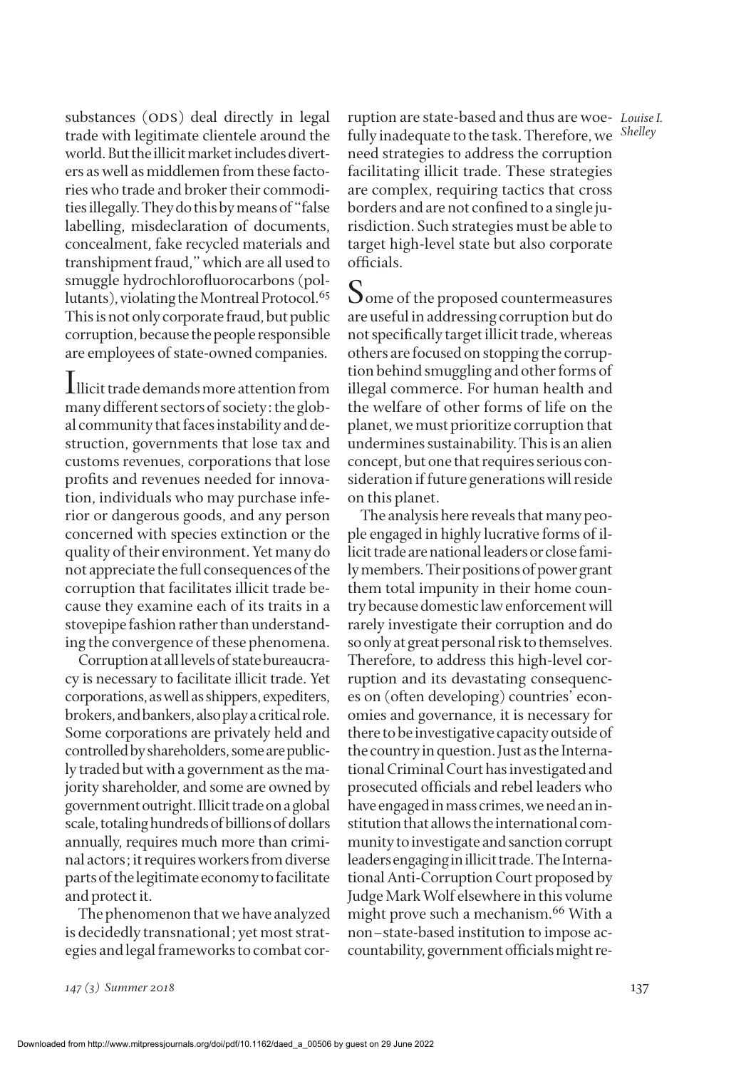substances (ODS) deal directly in legal trade with legitimate clientele around the world. But the illicit market includes diverters as well as middlemen from these factories who trade and broker their commodities illegally. They do this by means of "false labelling, misdeclaration of documents, concealment, fake recycled materials and transhipment fraud," which are all used to smuggle hydrochlorofluorocarbons (pollutants), violating the Montreal Protocol.[65] This is not only corporate fraud, but public corruption, because the people responsible are employees of state-owned companies.

Illicit trade demands more attention from many different sectors of society: the global community that faces instability and destruction, governments that lose tax and customs revenues, corporations that lose profits and revenues needed for innovation, individuals who may purchase inferior or dangerous goods, and any person concerned with species extinction or the quality of their environment. Yet many do not appreciate the full consequences of the corruption that facilitates illicit trade because they examine each of its traits in a stovepipe fashion rather than understanding the convergence of these phenomena.

Corruption at all levels of state bureaucracy is necessary to facilitate illicit trade. Yet corporations, as well as shippers, expediters, brokers, and bankers, also play a critical role. Some corporations are privately held and controlled by shareholders, some are publicly traded but with a government as the majority shareholder, and some are owned by government outright. Illicit trade on a global scale, totaling hundreds of billions of dollars annually, requires much more than criminal actors; it requires workers from diverse parts of the legitimate economy to facilitate and protect it.

The phenomenon that we have analyzed is decidedly transnational; yet most strategies and legal frameworks to combat corruption are state-based and thus are woefully inadequate to the task. Therefore, we need strategies to address the corruption facilitating illicit trade. These strategies are complex, requiring tactics that cross borders and are not confined to a single jurisdiction. Such strategies must be able to target high-level state but also corporate officials.

Some of the proposed countermeasures are useful in addressing corruption but do not specifically target illicit trade, whereas others are focused on stopping the corruption behind smuggling and other forms of illegal commerce. For human health and the welfare of other forms of life on the planet, we must prioritize corruption that undermines sustainability. This is an alien concept, but one that requires serious consideration if future generations will reside on this planet.

The analysis here reveals that many people engaged in highly lucrative forms of illicit trade are national leaders or close family members. Their positions of power grant them total impunity in their home country because domestic law enforcement will rarely investigate their corruption and do so only at great personal risk to themselves. Therefore, to address this high-level corruption and its devastating consequences on (often developing) countries' economies and governance, it is necessary for there to be investigative capacity outside of the country in question. Just as the International Criminal Court has investigated and prosecuted officials and rebel leaders who have engaged in mass crimes, we need an institution that allows the international community to investigate and sanction corrupt leaders engaging in illicit trade. The International Anti-Corruption Court proposed by Judge Mark Wolf elsewhere in this volume might prove such a mechanism.[66] With a non–state-based institution to impose accountability, government officials might re-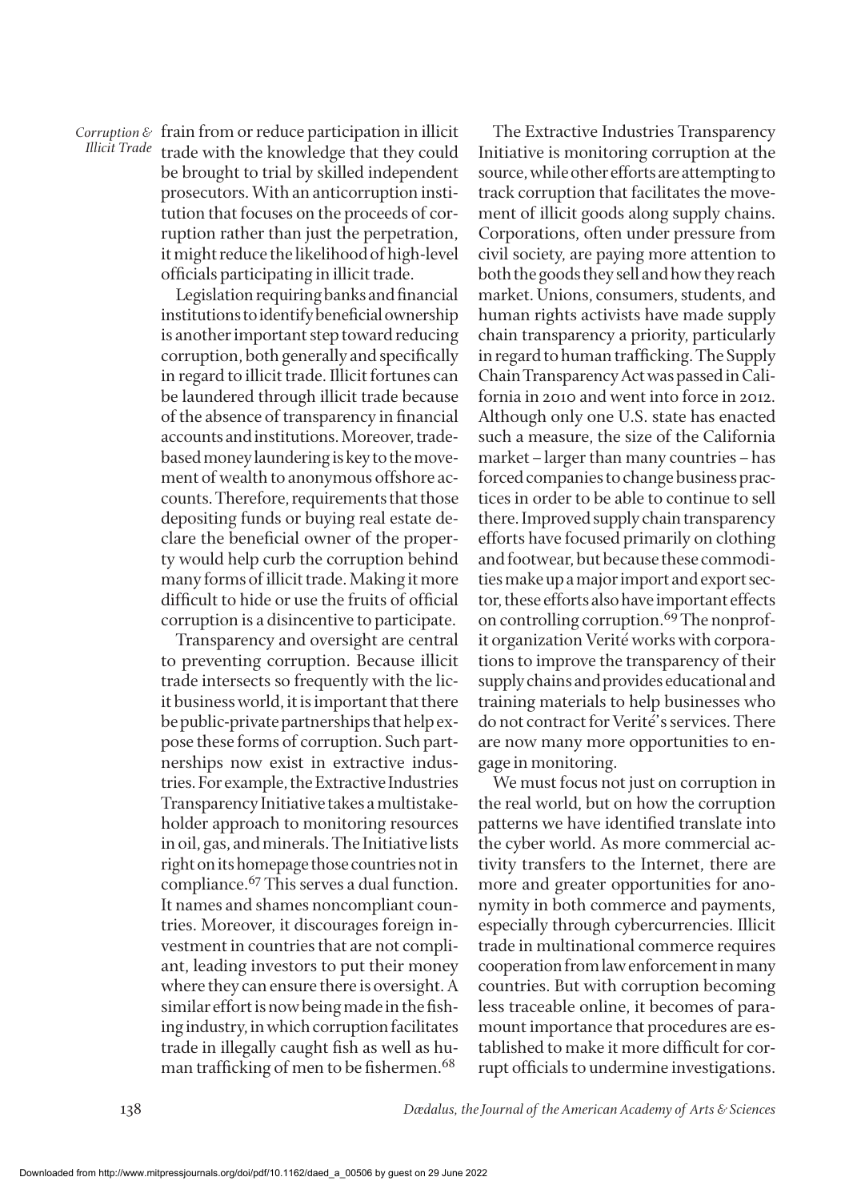frain from or reduce participation in illicit trade with the knowledge that they could be brought to trial by skilled independent prosecutors. With an anticorruption institution that focuses on the proceeds of corruption rather than just the perpetration, it might reduce the likelihood of high-level officials participating in illicit trade.

Legislation requiring banks and financial institutions to identify beneficial ownership is another important step toward reducing corruption, both generally and specifically in regard to illicit trade. Illicit fortunes can be laundered through illicit trade because of the absence of transparency in financial accounts and institutions. Moreover, trade-based money laundering is key to the movement of wealth to anonymous offshore accounts. Therefore, requirements that those depositing funds or buying real estate declare the beneficial owner of the property would help curb the corruption behind many forms of illicit trade. Making it more difficult to hide or use the fruits of official corruption is a disincentive to participate.

Transparency and oversight are central to preventing corruption. Because illicit trade intersects so frequently with the licit business world, it is important that there be public-private partnerships that help expose these forms of corruption. Such partnerships now exist in extractive industries. For example, the Extractive Industries Transparency Initiative takes a multistakeholder approach to monitoring resources in oil, gas, and minerals. The Initiative lists right on its homepage those countries not in compliance.[67] This serves a dual function. It names and shames noncompliant countries. Moreover, it discourages foreign investment in countries that are not compliant, leading investors to put their money where they can ensure there is oversight. A similar effort is now being made in the fishing industry, in which corruption facilitates trade in illegally caught fish as well as human trafficking of men to be fishermen.[68]

The Extractive Industries Transparency Initiative is monitoring corruption at the source, while other efforts are attempting to track corruption that facilitates the movement of illicit goods along supply chains. Corporations, often under pressure from civil society, are paying more attention to both the goods they sell and how they reach market. Unions, consumers, students, and human rights activists have made supply chain transparency a priority, particularly in regard to human trafficking. The Supply Chain Transparency Act was passed in California in 2010 and went into force in 2012. Although only one U.S. state has enacted such a measure, the size of the California market – larger than many countries – has forced companies to change business practices in order to be able to continue to sell there. Improved supply chain transparency efforts have focused primarily on clothing and footwear, but because these commodities make up a major import and export sector, these efforts also have important effects on controlling corruption.[69] The nonprofit organization Verité works with corporations to improve the transparency of their supply chains and provides educational and training materials to help businesses who do not contract for Verité's services. There are now many more opportunities to engage in monitoring.

We must focus not just on corruption in the real world, but on how the corruption patterns we have identified translate into the cyber world. As more commercial activity transfers to the Internet, there are more and greater opportunities for anonymity in both commerce and payments, especially through cybercurrencies. Illicit trade in multinational commerce requires cooperation from law enforcement in many countries. But with corruption becoming less traceable online, it becomes of paramount importance that procedures are established to make it more difficult for corrupt officials to undermine investigations.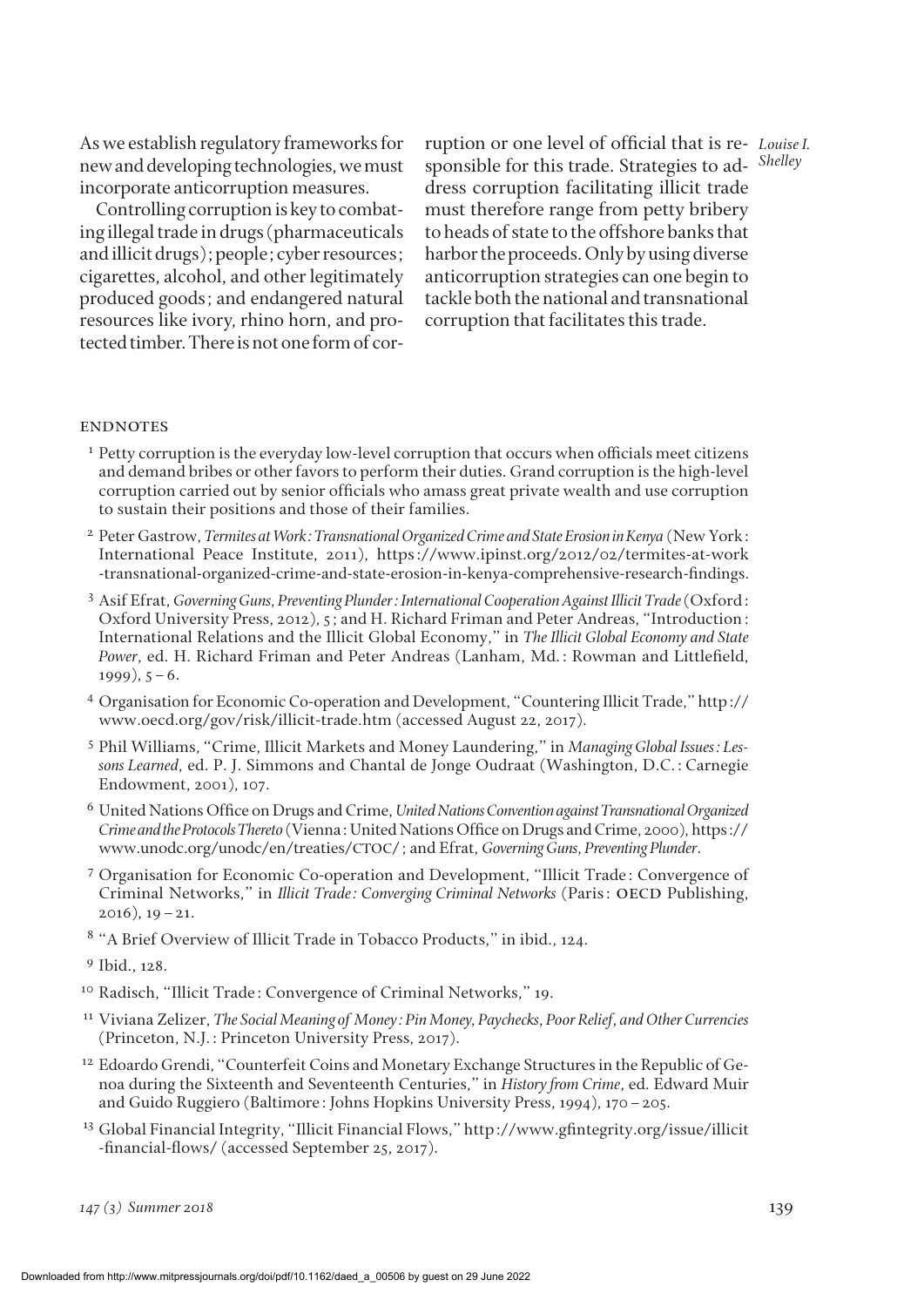As we establish regulatory frameworks for new and developing technologies, we must incorporate anticorruption measures.

Controlling corruption is key to combating illegal trade in drugs (pharmaceuticals and illicit drugs); people; cyber resources; cigarettes, alcohol, and other legitimately produced goods; and endangered natural resources like ivory, rhino horn, and protected timber. There is not one form of corruption or one level of official that is responsible for this trade. Strategies to address corruption facilitating illicit trade must therefore range from petty bribery to heads of state to the offshore banks that harbor the proceeds. Only by using diverse anticorruption strategies can one begin to tackle both the national and transnational corruption that facilitates this trade.

## ENDNOTES

1 Petty corruption is the everyday low-level corruption that occurs when officials meet citizens and demand bribes or other favors to perform their duties. Grand corruption is the high-level corruption carried out by senior officials who amass great private wealth and use corruption to sustain their positions and those of their families.

2 Peter Gastrow, *Termites at Work: Transnational Organized Crime and State Erosion in Kenya* (New York: International Peace Institute, 2011), https://www.ipinst.org/2012/02/termites-at-work-transnational-organized-crime-and-state-erosion-in-kenya-comprehensive-research-findings.

3 Asif Efrat, *Governing Guns, Preventing Plunder: International Cooperation Against Illicit Trade* (Oxford: Oxford University Press, 2012), 5; and H. Richard Friman and Peter Andreas, "Introduction: International Relations and the Illicit Global Economy," in *The Illicit Global Economy and State Power*, ed. H. Richard Friman and Peter Andreas (Lanham, Md.: Rowman and Littlefield, 1999), 5–6.

4 Organisation for Economic Co-operation and Development, "Countering Illicit Trade," http://www.oecd.org/gov/risk/illicit-trade.htm (accessed August 22, 2017).

5 Phil Williams, "Crime, Illicit Markets and Money Laundering," in *Managing Global Issues: Lessons Learned*, ed. P. J. Simmons and Chantal de Jonge Oudraat (Washington, D.C.: Carnegie Endowment, 2001), 107.

6 United Nations Office on Drugs and Crime, *United Nations Convention against Transnational Organized Crime and the Protocols Thereto* (Vienna: United Nations Office on Drugs and Crime, 2000), https://www.unodc.org/unodc/en/treaties/CTOC/; and Efrat, *Governing Guns, Preventing Plunder*.

7 Organisation for Economic Co-operation and Development, "Illicit Trade: Convergence of Criminal Networks," in *Illicit Trade: Converging Criminal Networks* (Paris: OECD Publishing, 2016), 19–21.

8 "A Brief Overview of Illicit Trade in Tobacco Products," in ibid., 124.

9 Ibid., 128.

10 Radisch, "Illicit Trade: Convergence of Criminal Networks," 19.

11 Viviana Zelizer, *The Social Meaning of Money: Pin Money, Paychecks, Poor Relief, and Other Currencies* (Princeton, N.J.: Princeton University Press, 2017).

12 Edoardo Grendi, "Counterfeit Coins and Monetary Exchange Structures in the Republic of Genoa during the Sixteenth and Seventeenth Centuries," in *History from Crime*, ed. Edward Muir and Guido Ruggiero (Baltimore: Johns Hopkins University Press, 1994), 170–205.

13 Global Financial Integrity, "Illicit Financial Flows," http://www.gfintegrity.org/issue/illicit-financial-flows/ (accessed September 25, 2017).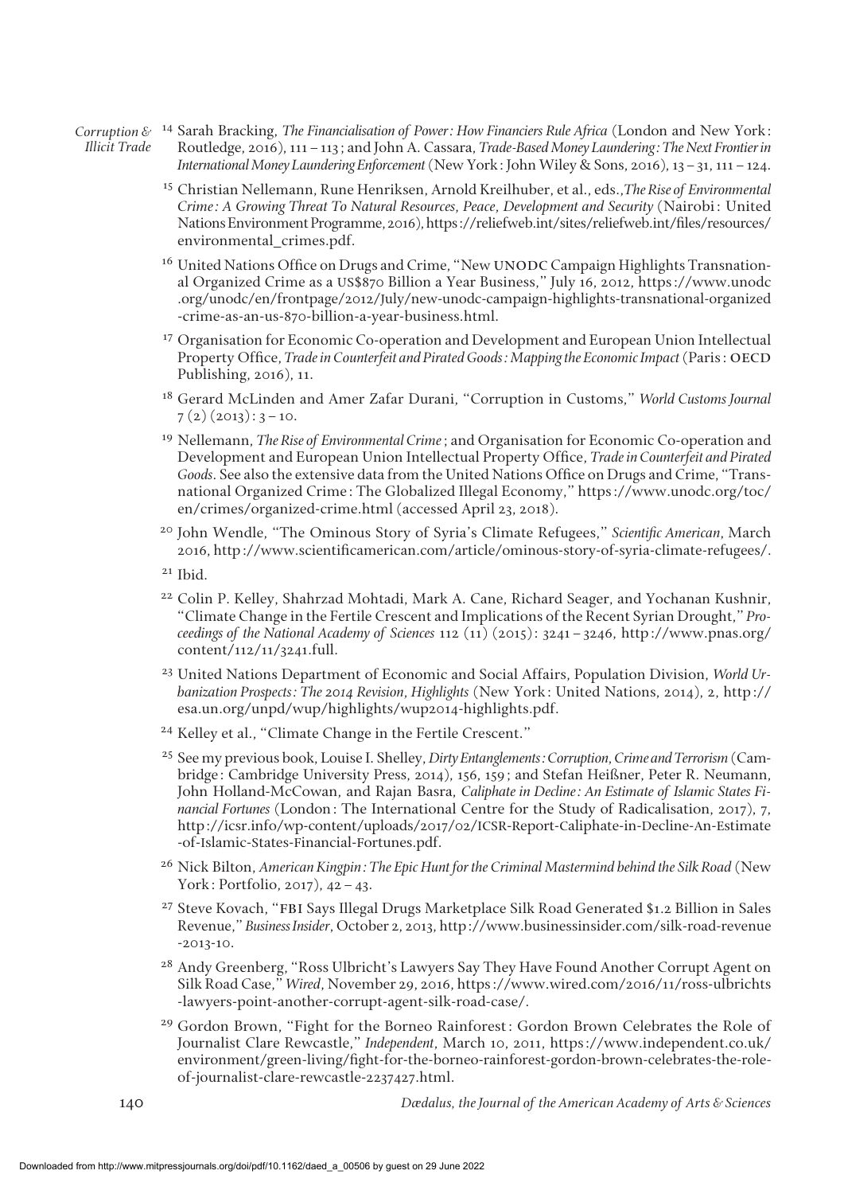[14] Sarah Bracking, *The Financialisation of Power: How Financiers Rule Africa* (London and New York: Routledge, 2016), 111–113; and John A. Cassara, *Trade-Based Money Laundering: The Next Frontier in International Money Laundering Enforcement* (New York: John Wiley & Sons, 2016), 13–31, 111–124.

[15] Christian Nellemann, Rune Henriksen, Arnold Kreilhuber, et al., eds., *The Rise of Environmental Crime: A Growing Threat To Natural Resources, Peace, Development and Security* (Nairobi: United Nations Environment Programme, 2016), https://reliefweb.int/sites/reliefweb.int/files/resources/environmental_crimes.pdf.

[16] United Nations Office on Drugs and Crime, "New UNODC Campaign Highlights Transnational Organized Crime as a US$870 Billion a Year Business," July 16, 2012, https://www.unodc.org/unodc/en/frontpage/2012/July/new-unodc-campaign-highlights-transnational-organized-crime-as-an-us-870-billion-a-year-business.html.

[17] Organisation for Economic Co-operation and Development and European Union Intellectual Property Office, *Trade in Counterfeit and Pirated Goods: Mapping the Economic Impact* (Paris: OECD Publishing, 2016), 11.

[18] Gerard McLinden and Amer Zafar Durani, "Corruption in Customs," *World Customs Journal* 7 (2) (2013): 3–10.

[19] Nellemann, *The Rise of Environmental Crime*; and Organisation for Economic Co-operation and Development and European Union Intellectual Property Office, *Trade in Counterfeit and Pirated Goods*. See also the extensive data from the United Nations Office on Drugs and Crime, "Transnational Organized Crime: The Globalized Illegal Economy," https://www.unodc.org/toc/en/crimes/organized-crime.html (accessed April 23, 2018).

[20] John Wendle, "The Ominous Story of Syria's Climate Refugees," *Scientific American*, March 2016, http://www.scientificamerican.com/article/ominous-story-of-syria-climate-refugees/.

[21] Ibid.

[22] Colin P. Kelley, Shahrzad Mohtadi, Mark A. Cane, Richard Seager, and Yochanan Kushnir, "Climate Change in the Fertile Crescent and Implications of the Recent Syrian Drought," *Proceedings of the National Academy of Sciences* 112 (11) (2015): 3241–3246, http://www.pnas.org/content/112/11/3241.full.

[23] United Nations Department of Economic and Social Affairs, Population Division, *World Urbanization Prospects: The 2014 Revision, Highlights* (New York: United Nations, 2014), 2, http://esa.un.org/unpd/wup/highlights/wup2014-highlights.pdf.

[24] Kelley et al., "Climate Change in the Fertile Crescent."

[25] See my previous book, Louise I. Shelley, *Dirty Entanglements: Corruption, Crime and Terrorism* (Cambridge: Cambridge University Press, 2014), 156, 159; and Stefan Heißner, Peter R. Neumann, John Holland-McCowan, and Rajan Basra, *Caliphate in Decline: An Estimate of Islamic States Financial Fortunes* (London: The International Centre for the Study of Radicalisation, 2017), 7, http://icsr.info/wp-content/uploads/2017/02/ICSR-Report-Caliphate-in-Decline-An-Estimate-of-Islamic-States-Financial-Fortunes.pdf.

[26] Nick Bilton, *American Kingpin: The Epic Hunt for the Criminal Mastermind behind the Silk Road* (New York: Portfolio, 2017), 42–43.

[27] Steve Kovach, "FBI Says Illegal Drugs Marketplace Silk Road Generated $1.2 Billion in Sales Revenue," *Business Insider*, October 2, 2013, http://www.businessinsider.com/silk-road-revenue-2013-10.

[28] Andy Greenberg, "Ross Ulbricht's Lawyers Say They Have Found Another Corrupt Agent on Silk Road Case," *Wired*, November 29, 2016, https://www.wired.com/2016/11/ross-ulbrichts-lawyers-point-another-corrupt-agent-silk-road-case/.

[29] Gordon Brown, "Fight for the Borneo Rainforest: Gordon Brown Celebrates the Role of Journalist Clare Rewcastle," *Independent*, March 10, 2011, https://www.independent.co.uk/environment/green-living/fight-for-the-borneo-rainforest-gordon-brown-celebrates-the-role-of-journalist-clare-rewcastle-2237427.html.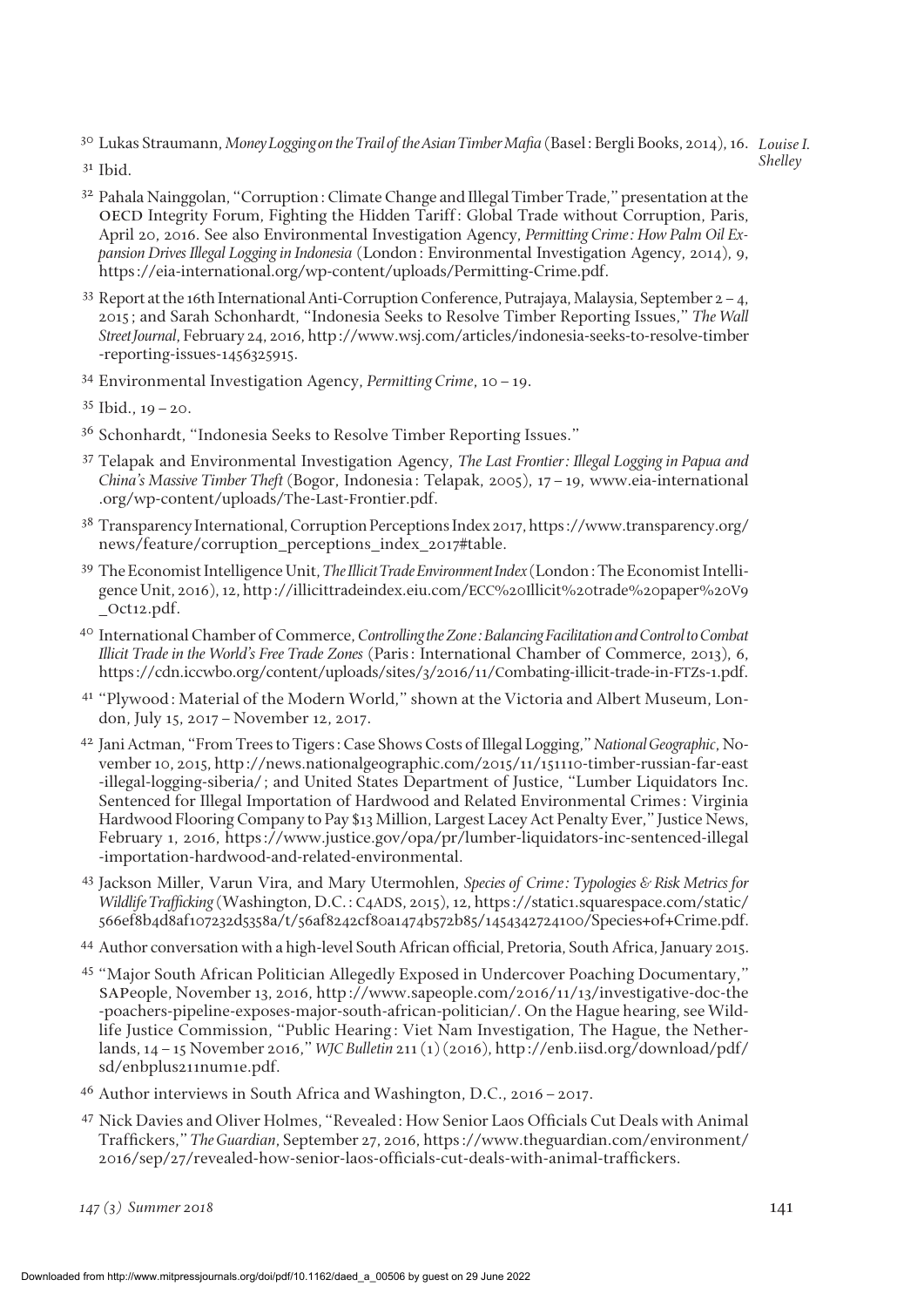30 Lukas Straumann, *Money Logging on the Trail of the Asian Timber Mafia* (Basel: Bergli Books, 2014), 16.

31 Ibid.

32 Pahala Nainggolan, "Corruption: Climate Change and Illegal Timber Trade," presentation at the OECD Integrity Forum, Fighting the Hidden Tariff: Global Trade without Corruption, Paris, April 20, 2016. See also Environmental Investigation Agency, *Permitting Crime: How Palm Oil Expansion Drives Illegal Logging in Indonesia* (London: Environmental Investigation Agency, 2014), 9, https://eia-international.org/wp-content/uploads/Permitting-Crime.pdf.

33 Report at the 16th International Anti-Corruption Conference, Putrajaya, Malaysia, September 2–4, 2015; and Sarah Schonhardt, "Indonesia Seeks to Resolve Timber Reporting Issues," *The Wall Street Journal*, February 24, 2016, http://www.wsj.com/articles/indonesia-seeks-to-resolve-timber-reporting-issues-1456325915.

34 Environmental Investigation Agency, *Permitting Crime*, 10–19.

35 Ibid., 19–20.

36 Schonhardt, "Indonesia Seeks to Resolve Timber Reporting Issues."

37 Telapak and Environmental Investigation Agency, *The Last Frontier: Illegal Logging in Papua and China's Massive Timber Theft* (Bogor, Indonesia: Telapak, 2005), 17–19, www.eia-international.org/wp-content/uploads/The-Last-Frontier.pdf.

38 Transparency International, Corruption Perceptions Index 2017, https://www.transparency.org/news/feature/corruption_perceptions_index_2017#table.

39 The Economist Intelligence Unit, *The Illicit Trade Environment Index* (London: The Economist Intelligence Unit, 2016), 12, http://illicittradeindex.eiu.com/ECC%20Illicit%20trade%20paper%20V9_Oct12.pdf.

40 International Chamber of Commerce, *Controlling the Zone: Balancing Facilitation and Control to Combat Illicit Trade in the World's Free Trade Zones* (Paris: International Chamber of Commerce, 2013), 6, https://cdn.iccwbo.org/content/uploads/sites/3/2016/11/Combating-illicit-trade-in-FTZs-1.pdf.

41 "Plywood: Material of the Modern World," shown at the Victoria and Albert Museum, London, July 15, 2017–November 12, 2017.

42 Jani Actman, "From Trees to Tigers: Case Shows Costs of Illegal Logging," *National Geographic*, November 10, 2015, http://news.nationalgeographic.com/2015/11/151110-timber-russian-far-east-illegal-logging-siberia/; and United States Department of Justice, "Lumber Liquidators Inc. Sentenced for Illegal Importation of Hardwood and Related Environmental Crimes: Virginia Hardwood Flooring Company to Pay $13 Million, Largest Lacey Act Penalty Ever," Justice News, February 1, 2016, https://www.justice.gov/opa/pr/lumber-liquidators-inc-sentenced-illegal-importation-hardwood-and-related-environmental.

43 Jackson Miller, Varun Vira, and Mary Utermohlen, *Species of Crime: Typologies & Risk Metrics for Wildlife Trafficking* (Washington, D.C.: C4ADS, 2015), 12, https://static1.squarespace.com/static/566ef8b4d8af107232d5358a/t/56af8242cf80a1474b572b85/1454342724100/Species+of+Crime.pdf.

44 Author conversation with a high-level South African official, Pretoria, South Africa, January 2015.

45 "Major South African Politician Allegedly Exposed in Undercover Poaching Documentary," SAPeople, November 13, 2016, http://www.sapeople.com/2016/11/13/investigative-doc-the-poachers-pipeline-exposes-major-south-african-politician/. On the Hague hearing, see Wildlife Justice Commission, "Public Hearing: Viet Nam Investigation, The Hague, the Netherlands, 14–15 November 2016," *WJC Bulletin* 211 (1) (2016), http://enb.iisd.org/download/pdf/sd/enbplus211num1e.pdf.

46 Author interviews in South Africa and Washington, D.C., 2016–2017.

47 Nick Davies and Oliver Holmes, "Revealed: How Senior Laos Officials Cut Deals with Animal Traffickers," *The Guardian*, September 27, 2016, https://www.theguardian.com/environment/2016/sep/27/revealed-how-senior-laos-officials-cut-deals-with-animal-traffickers.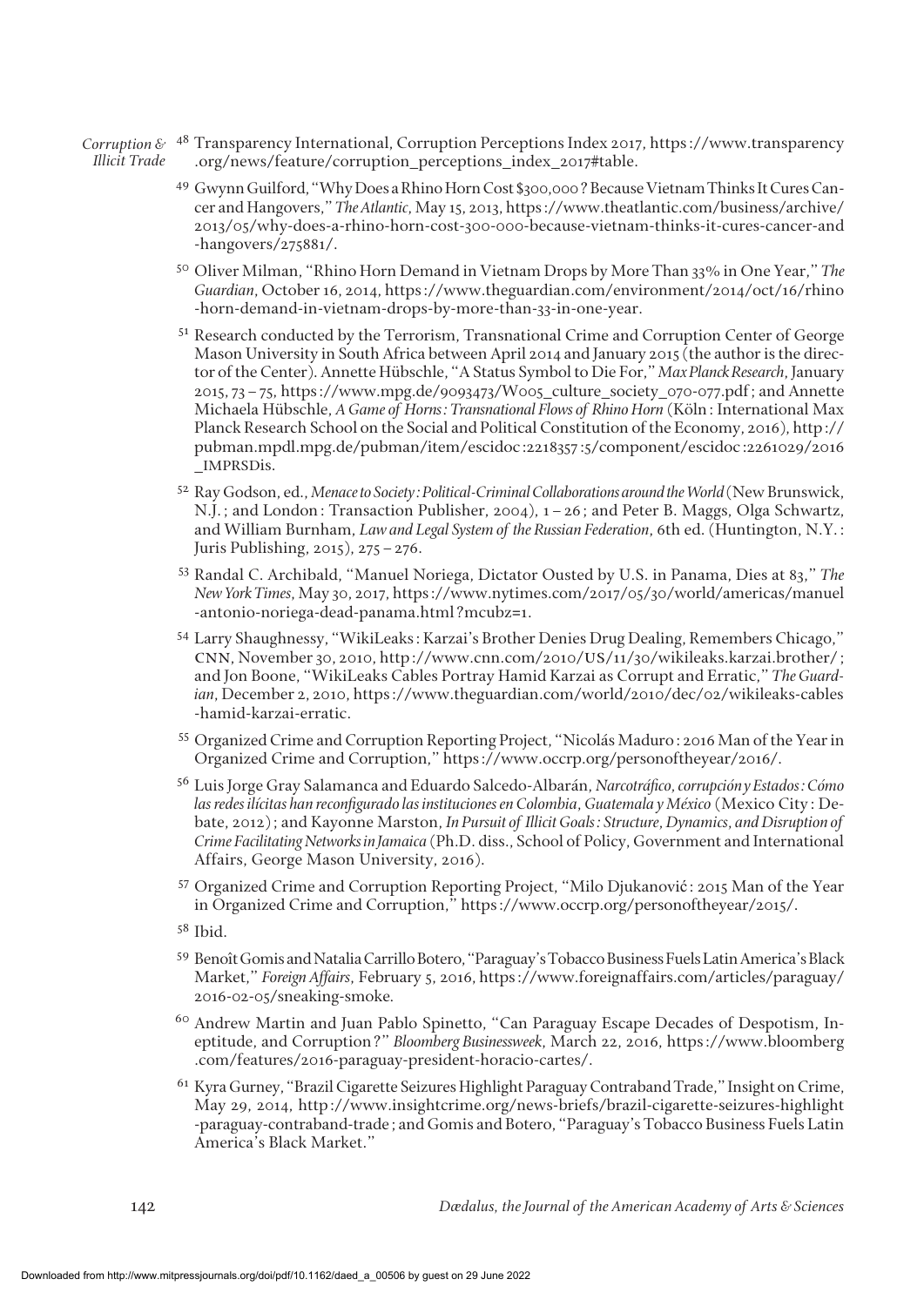48 Transparency International, Corruption Perceptions Index 2017, https://www.transparency.org/news/feature/corruption_perceptions_index_2017#table.

49 Gwynn Guilford, "Why Does a Rhino Horn Cost $300,000? Because Vietnam Thinks It Cures Cancer and Hangovers," *The Atlantic*, May 15, 2013, https://www.theatlantic.com/business/archive/2013/05/why-does-a-rhino-horn-cost-300-000-because-vietnam-thinks-it-cures-cancer-and-hangovers/275881/.

50 Oliver Milman, "Rhino Horn Demand in Vietnam Drops by More Than 33% in One Year," *The Guardian*, October 16, 2014, https://www.theguardian.com/environment/2014/oct/16/rhino-horn-demand-in-vietnam-drops-by-more-than-33-in-one-year.

51 Research conducted by the Terrorism, Transnational Crime and Corruption Center of George Mason University in South Africa between April 2014 and January 2015 (the author is the director of the Center). Annette Hübschle, "A Status Symbol to Die For," *Max Planck Research*, January 2015, 73–75, https://www.mpg.de/9093473/W005_culture_society_070-077.pdf; and Annette Michaela Hübschle, *A Game of Horns: Transnational Flows of Rhino Horn* (Köln: International Max Planck Research School on the Social and Political Constitution of the Economy, 2016), http://pubman.mpdl.mpg.de/pubman/item/escidoc:2218357:5/component/escidoc:2261029/2016_IMPRSDis.

52 Ray Godson, ed., *Menace to Society: Political-Criminal Collaborations around the World* (New Brunswick, N.J.; and London: Transaction Publisher, 2004), 1–26; and Peter B. Maggs, Olga Schwartz, and William Burnham, *Law and Legal System of the Russian Federation*, 6th ed. (Huntington, N.Y.: Juris Publishing, 2015), 275–276.

53 Randal C. Archibald, "Manuel Noriega, Dictator Ousted by U.S. in Panama, Dies at 83," *The New York Times*, May 30, 2017, https://www.nytimes.com/2017/05/30/world/americas/manuel-antonio-noriega-dead-panama.html?mcubz=1.

54 Larry Shaughnessy, "WikiLeaks: Karzai's Brother Denies Drug Dealing, Remembers Chicago," CNN, November 30, 2010, http://www.cnn.com/2010/US/11/30/wikileaks.karzai.brother/; and Jon Boone, "WikiLeaks Cables Portray Hamid Karzai as Corrupt and Erratic," *The Guardian*, December 2, 2010, https://www.theguardian.com/world/2010/dec/02/wikileaks-cables-hamid-karzai-erratic.

55 Organized Crime and Corruption Reporting Project, "Nicolás Maduro: 2016 Man of the Year in Organized Crime and Corruption," https://www.occrp.org/personoftheyear/2016/.

56 Luis Jorge Gray Salamanca and Eduardo Salcedo-Albarán, *Narcotráfico, corrupción y Estados: Cómo las redes ilícitas han reconfigurado las instituciones en Colombia, Guatemala y México* (Mexico City: Debate, 2012); and Kayonne Marston, *In Pursuit of Illicit Goals: Structure, Dynamics, and Disruption of Crime Facilitating Networks in Jamaica* (Ph.D. diss., School of Policy, Government and International Affairs, George Mason University, 2016).

57 Organized Crime and Corruption Reporting Project, "Milo Djukanović: 2015 Man of the Year in Organized Crime and Corruption," https://www.occrp.org/personoftheyear/2015/.

58 Ibid.

59 Benoît Gomis and Natalia Carrillo Botero, "Paraguay's Tobacco Business Fuels Latin America's Black Market," *Foreign Affairs*, February 5, 2016, https://www.foreignaffairs.com/articles/paraguay/2016-02-05/sneaking-smoke.

60 Andrew Martin and Juan Pablo Spinetto, "Can Paraguay Escape Decades of Despotism, Ineptitude, and Corruption?" *Bloomberg Businessweek*, March 22, 2016, https://www.bloomberg.com/features/2016-paraguay-president-horacio-cartes/.

61 Kyra Gurney, "Brazil Cigarette Seizures Highlight Paraguay Contraband Trade," Insight on Crime, May 29, 2014, http://www.insightcrime.org/news-briefs/brazil-cigarette-seizures-highlight-paraguay-contraband-trade; and Gomis and Botero, "Paraguay's Tobacco Business Fuels Latin America's Black Market."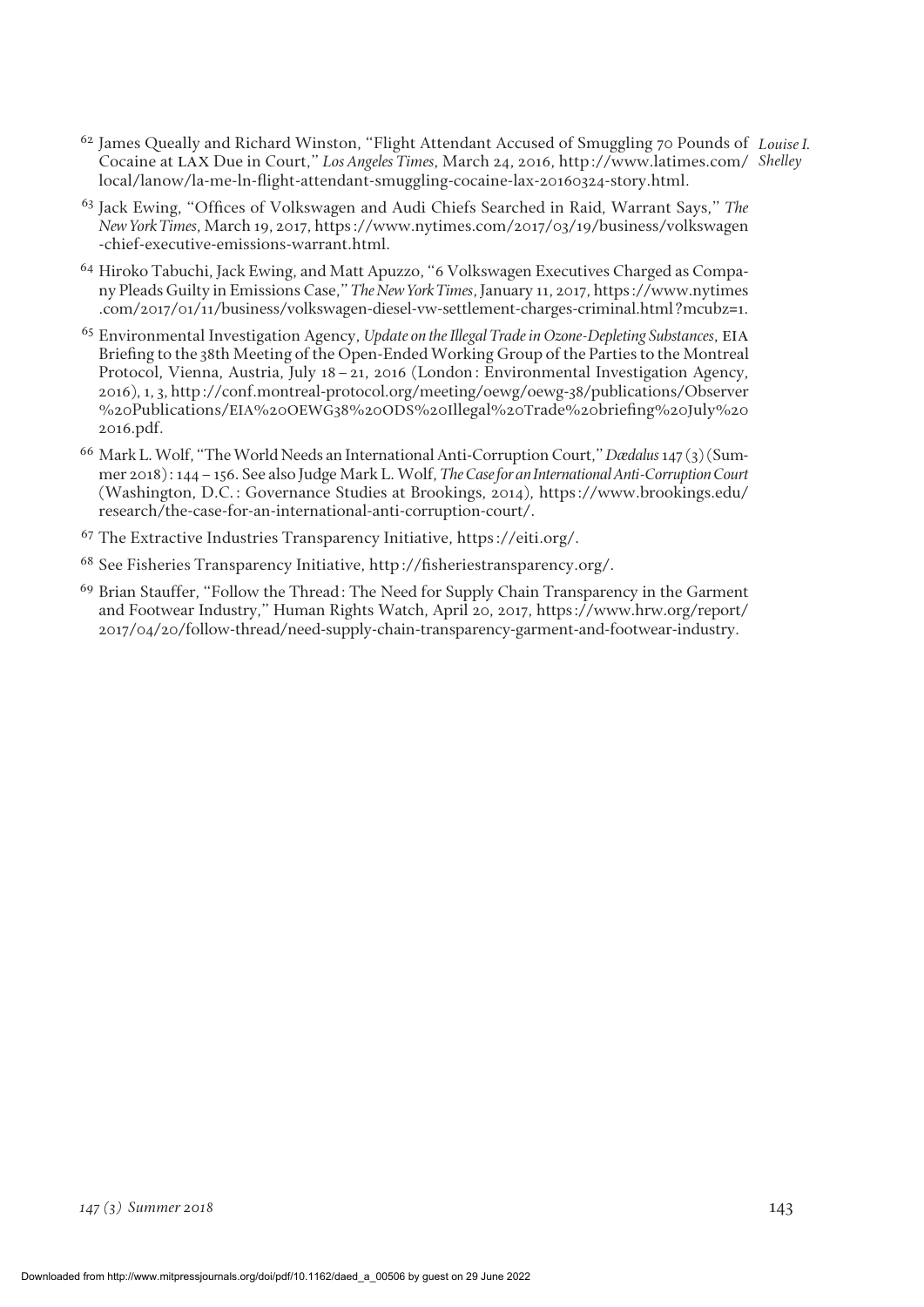62 James Queally and Richard Winston, "Flight Attendant Accused of Smuggling 70 Pounds of Cocaine at LAX Due in Court," *Los Angeles Times*, March 24, 2016, http://www.latimes.com/local/lanow/la-me-ln-flight-attendant-smuggling-cocaine-lax-20160324-story.html.

63 Jack Ewing, "Offices of Volkswagen and Audi Chiefs Searched in Raid, Warrant Says," *The New York Times*, March 19, 2017, https://www.nytimes.com/2017/03/19/business/volkswagen-chief-executive-emissions-warrant.html.

64 Hiroko Tabuchi, Jack Ewing, and Matt Apuzzo, "6 Volkswagen Executives Charged as Company Pleads Guilty in Emissions Case," *The New York Times*, January 11, 2017, https://www.nytimes.com/2017/01/11/business/volkswagen-diesel-vw-settlement-charges-criminal.html?mcubz=1.

65 Environmental Investigation Agency, *Update on the Illegal Trade in Ozone-Depleting Substances*, EIA Briefing to the 38th Meeting of the Open-Ended Working Group of the Parties to the Montreal Protocol, Vienna, Austria, July 18–21, 2016 (London: Environmental Investigation Agency, 2016), 1, 3, http://conf.montreal-protocol.org/meeting/oewg/oewg-38/publications/Observer%20Publications/EIA%20OEWG38%20ODS%20Illegal%20Trade%20briefing%20July%202016.pdf.

66 Mark L. Wolf, "The World Needs an International Anti-Corruption Court," *Dædalus* 147 (3) (Summer 2018): 144–156. See also Judge Mark L. Wolf, *The Case for an International Anti-Corruption Court* (Washington, D.C.: Governance Studies at Brookings, 2014), https://www.brookings.edu/research/the-case-for-an-international-anti-corruption-court/.

67 The Extractive Industries Transparency Initiative, https://eiti.org/.

68 See Fisheries Transparency Initiative, http://fisheriestransparency.org/.

69 Brian Stauffer, "Follow the Thread: The Need for Supply Chain Transparency in the Garment and Footwear Industry," Human Rights Watch, April 20, 2017, https://www.hrw.org/report/2017/04/20/follow-thread/need-supply-chain-transparency-garment-and-footwear-industry.